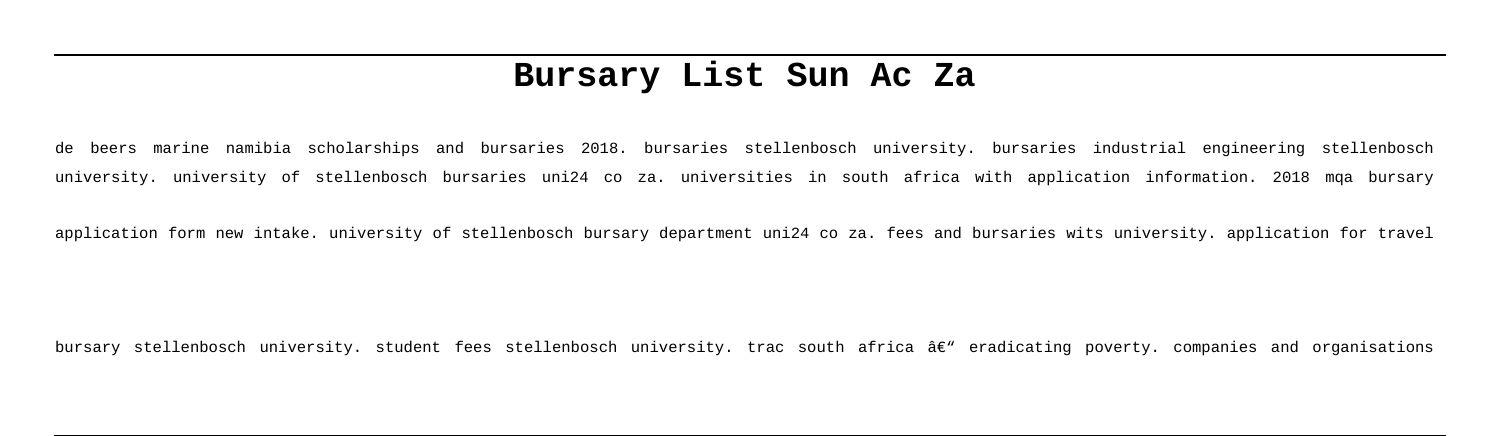# Bursary List Sun Ac Za

de beers marine namibia scholarships and bursaries 2018. bursaries stellenbosch university. bursaries industrial engineering stellenbosch university. university of stellenbosch bursaries uni24 co za. universities in south africa with application information. 2018 mqa bursary application form new intake. university of stellenbosch bursary department uni24 co za. fees and bursaries wits university. application for travel bursary stellenbosch university. student fees stellenbosch university. trac south africa â€" eradicating poverty. companies and organisations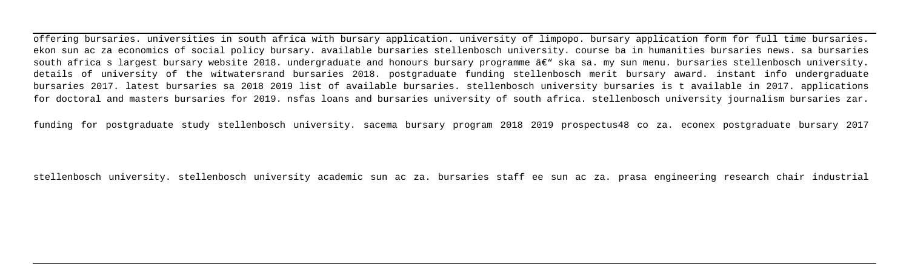offering bursaries. universities in south africa with bursary application. university of limpopo. bursary application form for full time bursaries. ekon sun ac za economics of social policy bursary. available bursaries stellenbosch university. course ba in humanities bursaries news. sa bursaries south africa s largest bursary website 2018. undergraduate and honours bursary programme â€" ska sa. my sun menu. bursaries stellenbosch university. details of university of the witwatersrand bursaries 2018. postgraduate funding stellenbosch merit bursary award. instant info undergraduate bursaries 2017. latest bursaries sa 2018 2019 list of available bursaries. stellenbosch university bursaries is t available in 2017. applications for doctoral and masters bursaries for 2019. nsfas loans and bursaries university of south africa. stellenbosch university journalism bursaries zar.

funding for postgraduate study stellenbosch university. sacema bursary program 2018 2019 prospectus48 co za. econex postgraduate bursary 2017

stellenbosch university. stellenbosch university academic sun ac za. bursaries staff ee sun ac za. prasa engineering research chair industrial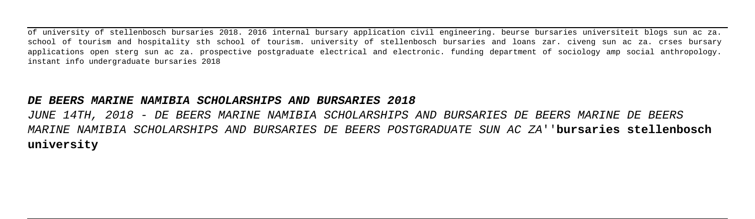of university of stellenbosch bursaries 2018. 2016 internal bursary application civil engineering. beurse bursaries universiteit blogs sun ac za. school of tourism and hospitality sth school of tourism. university of stellenbosch bursaries and loans zar. civeng sun ac za. crses bursary applications open sterg sun ac za. prospective postgraduate electrical and electronic. funding department of sociology amp social anthropology. instant info undergraduate bursaries 2018

## DE BEERS MARINE NAMIBIA SCHOLARSHIPS AND BURSARIES 2018

*JUNE 14TH, 2018 - DE BEERS MARINE NAMIBIA SCHOLARSHIPS AND BURSARIES DE BEERS MARINE DE BEERS MARINE NAMIBIA SCHOLARSHIPS AND BURSARIES DE BEERS POSTGRADUATE SUN AC ZA*''**bursaries stellenbosch university**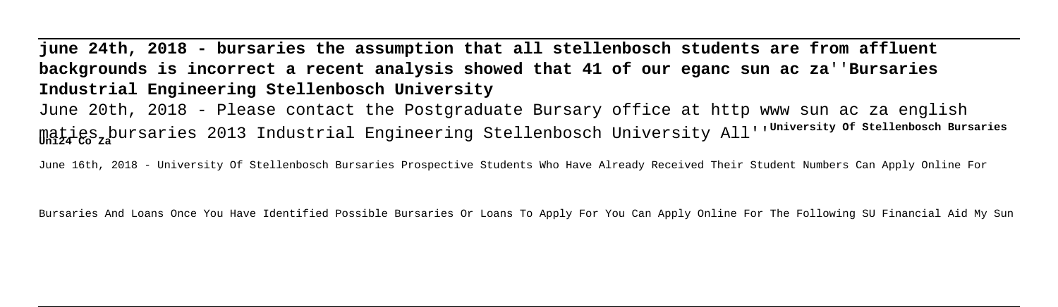**june 24th, 2018 - bursaries the assumption that all stellenbosch students are from affluent backgrounds is incorrect a recent analysis showed that 41 of our eganc sun ac za''Bursaries Industrial Engineering Stellenbosch University**

June 20th, 2018 - Please contact the Postgraduate Bursary office at http www sun ac za english maties bursaries 2013 Industrial Engineering Stellenbosch University All''**University Of Stellenbosch Bursaries Uni24 Co Za**

June 16th, 2018 - University Of Stellenbosch Bursaries Prospective Students Who Have Already Received Their Student Numbers Can Apply Online For Bursaries And Loans Once You Have Identified Possible Bursaries Or Loans To Apply For You Can Apply Online For The Following SU Financial Aid My Sun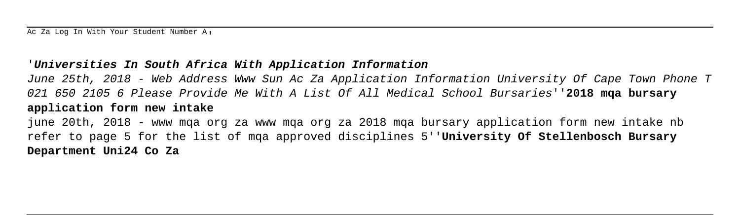Ac Za Log In With Your Student Number A'

'***Universities In South Africa With Application Information***

*June 25th, 2018 - Web Address Www Sun Ac Za Application Information University Of Cape Town Phone T 021 650 2105 6 Please Provide Me With A List Of All Medical School Bursaries*''**2018 mqa bursary application form new intake**

june 20th, 2018 - www mqa org za www mqa org za 2018 mqa bursary application form new intake nb refer to page 5 for the list of mqa approved disciplines 5''**University Of Stellenbosch Bursary Department Uni24 Co Za**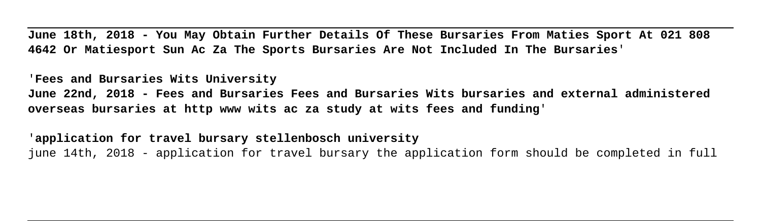**June 18th, 2018 - You May Obtain Further Details Of These Bursaries From Maties Sport At 021 808 4642 Or Matiesport Sun Ac Za The Sports Bursaries Are Not Included In The Bursaries**'

'**Fees and Bursaries Wits University**
**June 22nd, 2018 - Fees and Bursaries Fees and Bursaries Wits bursaries and external administered overseas bursaries at http www wits ac za study at wits fees and funding**'

'**application for travel bursary stellenbosch university**
june 14th, 2018 - application for travel bursary the application form should be completed in full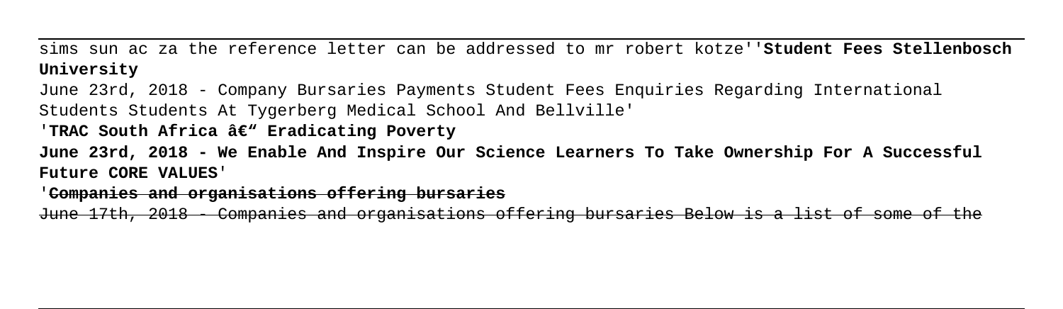sims sun ac za the reference letter can be addressed to mr robert kotze''**Student Fees Stellenbosch University**

June 23rd, 2018 - Company Bursaries Payments Student Fees Enquiries Regarding International Students Students At Tygerberg Medical School And Bellville'

'**TRAC South Africa â€" Eradicating Poverty**

**June 23rd, 2018 - We Enable And Inspire Our Science Learners To Take Ownership For A Successful Future CORE VALUES**'

'**Companies and organisations offering bursaries**

~~June 17th, 2018 - Companies and organisations offering bursaries Below is a list of some of the~~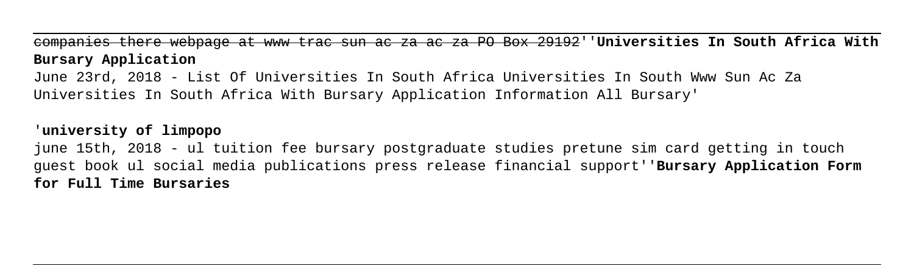companies there webpage at www trac sun ac za ac za PO Box 29192''**Universities In South Africa With Bursary Application**

June 23rd, 2018 - List Of Universities In South Africa Universities In South Www Sun Ac Za Universities In South Africa With Bursary Application Information All Bursary'

'**university of limpopo**

june 15th, 2018 - ul tuition fee bursary postgraduate studies pretune sim card getting in touch guest book ul social media publications press release financial support''**Bursary Application Form for Full Time Bursaries**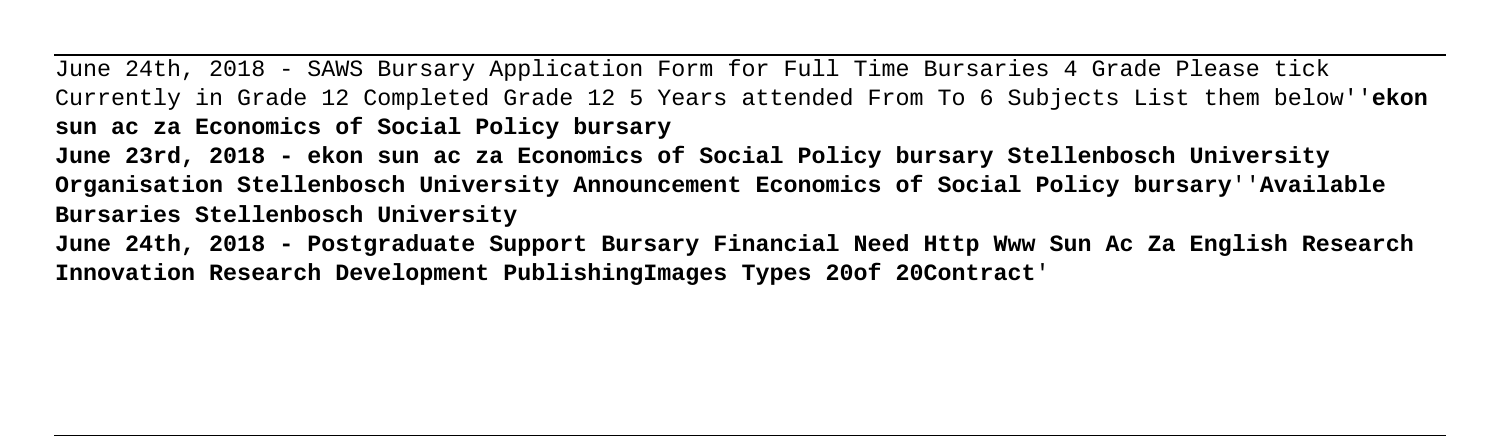June 24th, 2018 - SAWS Bursary Application Form for Full Time Bursaries 4 Grade Please tick Currently in Grade 12 Completed Grade 12 5 Years attended From To 6 Subjects List them below''**ekon sun ac za Economics of Social Policy bursary**

**June 23rd, 2018 - ekon sun ac za Economics of Social Policy bursary Stellenbosch University Organisation Stellenbosch University Announcement Economics of Social Policy bursary''Available Bursaries Stellenbosch University**

**June 24th, 2018 - Postgraduate Support Bursary Financial Need Http Www Sun Ac Za English Research Innovation Research Development PublishingImages Types 20of 20Contract**'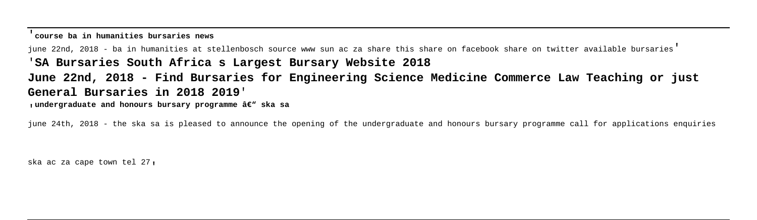'**course ba in humanities bursaries news**

june 22nd, 2018 - ba in humanities at stellenbosch source www sun ac za share this share on facebook share on twitter available bursaries'

## 'SA Bursaries South Africa s Largest Bursary Website 2018

## June 22nd, 2018 - Find Bursaries for Engineering Science Medicine Commerce Law Teaching or just General Bursaries in 2018 2019'

'**undergraduate and honours bursary programme â€" ska sa**

june 24th, 2018 - the ska sa is pleased to announce the opening of the undergraduate and honours bursary programme call for applications enquiries

ska ac za cape town tel 27'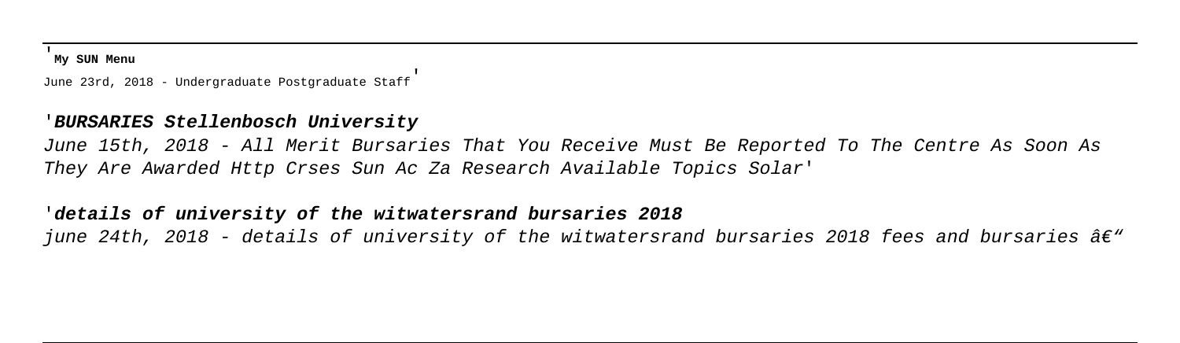'**My SUN Menu**

June 23rd, 2018 - Undergraduate Postgraduate Staff'

'***BURSARIES Stellenbosch University***

*June 15th, 2018 - All Merit Bursaries That You Receive Must Be Reported To The Centre As Soon As They Are Awarded Http Crses Sun Ac Za Research Available Topics Solar'*

'***details of university of the witwatersrand bursaries 2018***

*june 24th, 2018 - details of university of the witwatersrand bursaries 2018 fees and bursaries â€“*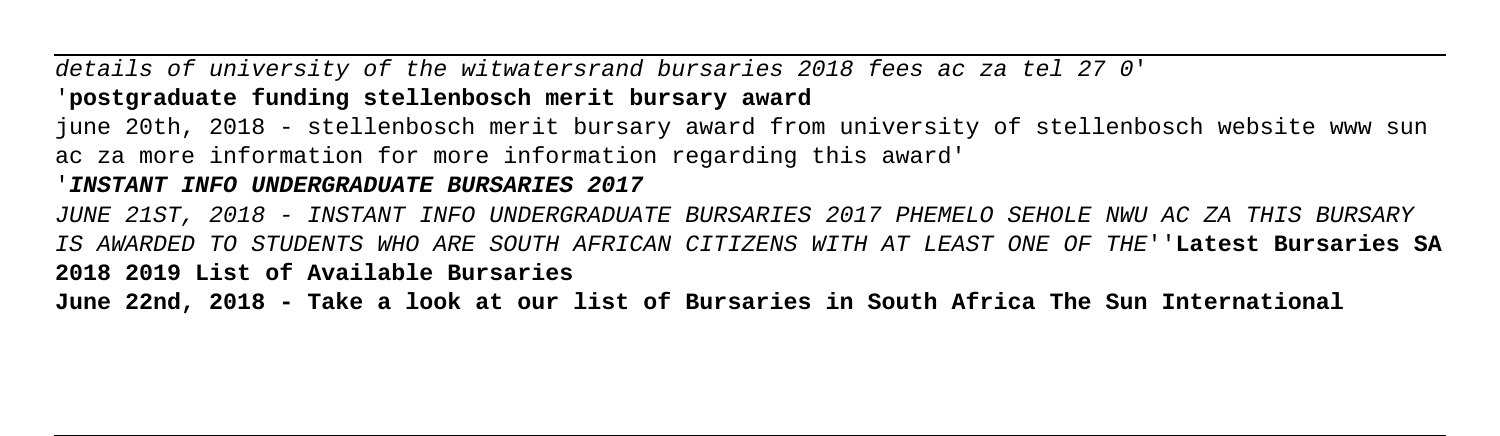*details of university of the witwatersrand bursaries 2018 fees ac za tel 27 0'*

'**postgraduate funding stellenbosch merit bursary award**

june 20th, 2018 - stellenbosch merit bursary award from university of stellenbosch website www sun ac za more information for more information regarding this award'

'***INSTANT INFO UNDERGRADUATE BURSARIES 2017***

*JUNE 21ST, 2018 - INSTANT INFO UNDERGRADUATE BURSARIES 2017 PHEMELO SEHOLE NWU AC ZA THIS BURSARY IS AWARDED TO STUDENTS WHO ARE SOUTH AFRICAN CITIZENS WITH AT LEAST ONE OF THE*''**Latest Bursaries SA 2018 2019 List of Available Bursaries**

**June 22nd, 2018 - Take a look at our list of Bursaries in South Africa The Sun International**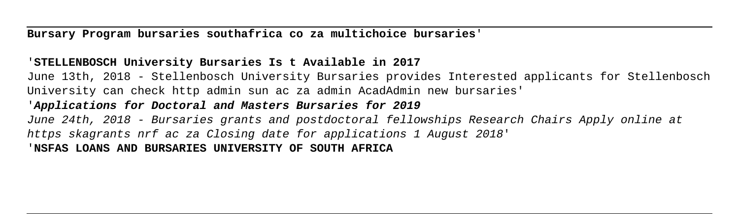**Bursary Program bursaries southafrica co za multichoice bursaries**'

'**STELLENBOSCH University Bursaries Is t Available in 2017**

June 13th, 2018 - Stellenbosch University Bursaries provides Interested applicants for Stellenbosch University can check http admin sun ac za admin AcadAdmin new bursaries'

'***Applications for Doctoral and Masters Bursaries for 2019***

*June 24th, 2018 - Bursaries grants and postdoctoral fellowships Research Chairs Apply online at https skagrants nrf ac za Closing date for applications 1 August 2018*'

'**NSFAS LOANS AND BURSARIES UNIVERSITY OF SOUTH AFRICA**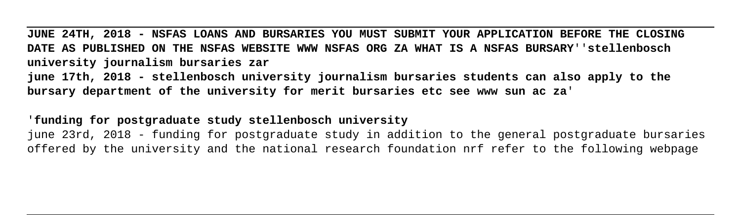**JUNE 24TH, 2018 - NSFAS LOANS AND BURSARIES YOU MUST SUBMIT YOUR APPLICATION BEFORE THE CLOSING DATE AS PUBLISHED ON THE NSFAS WEBSITE WWW NSFAS ORG ZA WHAT IS A NSFAS BURSARY''stellenbosch university journalism bursaries zar**

**june 17th, 2018 - stellenbosch university journalism bursaries students can also apply to the bursary department of the university for merit bursaries etc see www sun ac za'**

'**funding for postgraduate study stellenbosch university**

june 23rd, 2018 - funding for postgraduate study in addition to the general postgraduate bursaries offered by the university and the national research foundation nrf refer to the following webpage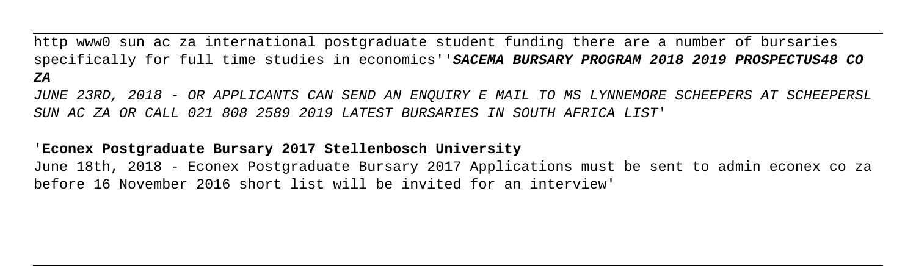http www0 sun ac za international postgraduate student funding there are a number of bursaries specifically for full time studies in economics''**SACEMA BURSARY PROGRAM 2018 2019 PROSPECTUS48 CO ZA**

*JUNE 23RD, 2018 - OR APPLICANTS CAN SEND AN ENQUIRY E MAIL TO MS LYNNEMORE SCHEEPERS AT SCHEEPERSL SUN AC ZA OR CALL 021 808 2589 2019 LATEST BURSARIES IN SOUTH AFRICA LIST*'

'**Econex Postgraduate Bursary 2017 Stellenbosch University**

June 18th, 2018 - Econex Postgraduate Bursary 2017 Applications must be sent to admin econex co za before 16 November 2016 short list will be invited for an interview'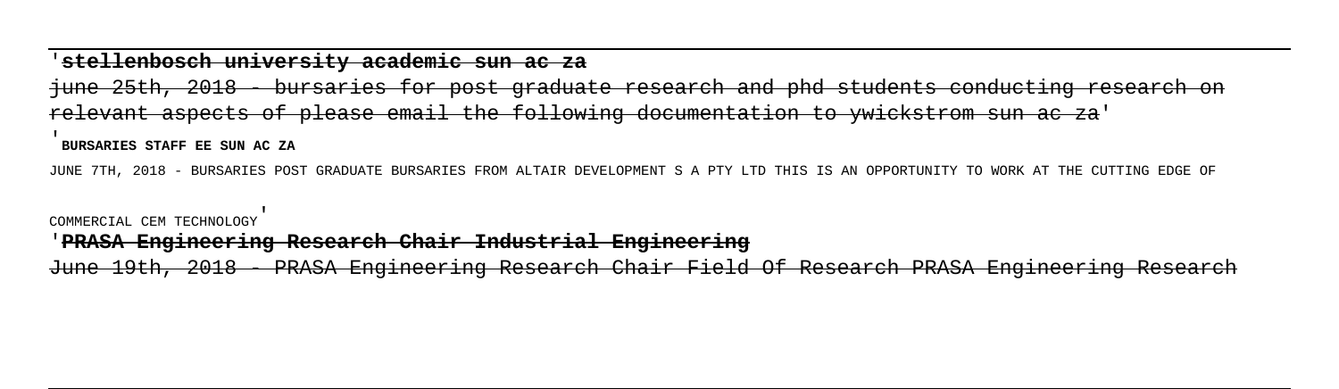'**stellenbosch university academic sun ac za**

june 25th, 2018 - bursaries for post graduate research and phd students conducting research on relevant aspects of please email the following documentation to ywickstrom sun ac za'

'**BURSARIES STAFF EE SUN AC ZA**

JUNE 7TH, 2018 - BURSARIES POST GRADUATE BURSARIES FROM ALTAIR DEVELOPMENT S A PTY LTD THIS IS AN OPPORTUNITY TO WORK AT THE CUTTING EDGE OF COMMERCIAL CEM TECHNOLOGY'

'**PRASA Engineering Research Chair Industrial Engineering**

June 19th, 2018 - PRASA Engineering Research Chair Field Of Research PRASA Engineering Research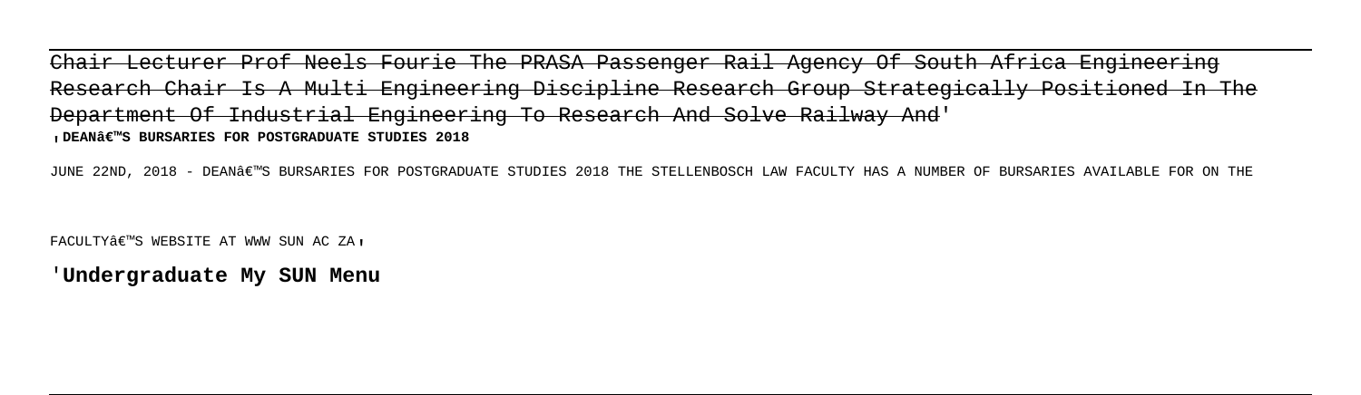Chair Lecturer Prof Neels Fourie The PRASA Passenger Rail Agency Of South Africa Engineering Research Chair Is A Multi Engineering Discipline Research Group Strategically Positioned In The Department Of Industrial Engineering To Research And Solve Railway And'

'**DEANâ€™S BURSARIES FOR POSTGRADUATE STUDIES 2018**

JUNE 22ND, 2018 - DEANâ€™S BURSARIES FOR POSTGRADUATE STUDIES 2018 THE STELLENBOSCH LAW FACULTY HAS A NUMBER OF BURSARIES AVAILABLE FOR ON THE FACULTYâ€™S WEBSITE AT WWW SUN AC ZA'

'**Undergraduate My SUN Menu**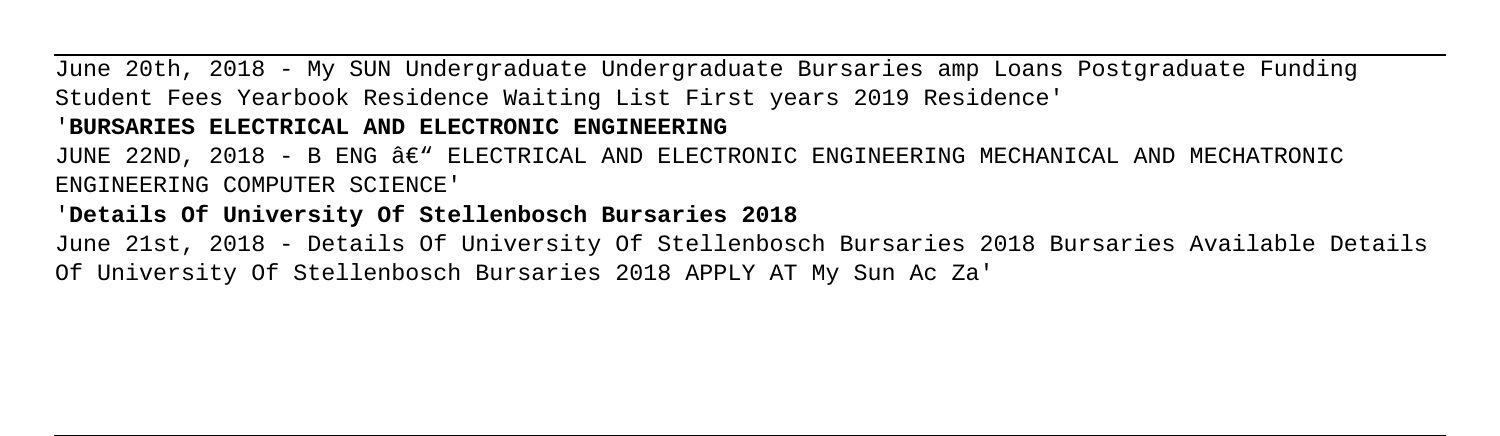June 20th, 2018 - My SUN Undergraduate Undergraduate Bursaries amp Loans Postgraduate Funding Student Fees Yearbook Residence Waiting List First years 2019 Residence'

'**BURSARIES ELECTRICAL AND ELECTRONIC ENGINEERING**

JUNE 22ND, 2018 - B ENG â€" ELECTRICAL AND ELECTRONIC ENGINEERING MECHANICAL AND MECHATRONIC ENGINEERING COMPUTER SCIENCE'

'**Details Of University Of Stellenbosch Bursaries 2018**

June 21st, 2018 - Details Of University Of Stellenbosch Bursaries 2018 Bursaries Available Details Of University Of Stellenbosch Bursaries 2018 APPLY AT My Sun Ac Za'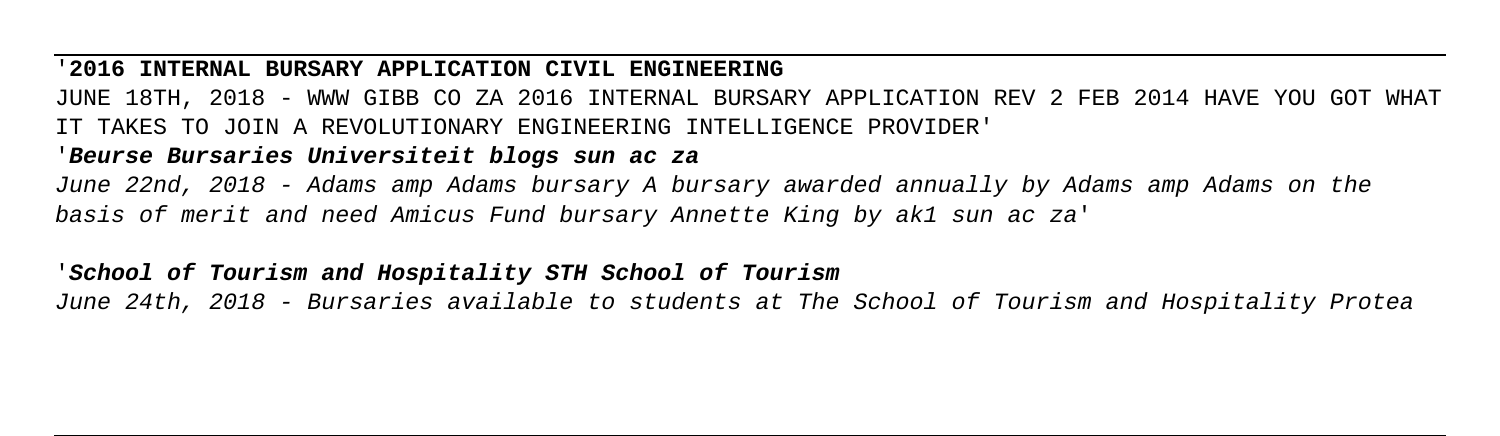'**2016 INTERNAL BURSARY APPLICATION CIVIL ENGINEERING**

JUNE 18TH, 2018 - WWW GIBB CO ZA 2016 INTERNAL BURSARY APPLICATION REV 2 FEB 2014 HAVE YOU GOT WHAT IT TAKES TO JOIN A REVOLUTIONARY ENGINEERING INTELLIGENCE PROVIDER'

'***Beurse Bursaries Universiteit blogs sun ac za***

*June 22nd, 2018 - Adams amp Adams bursary A bursary awarded annually by Adams amp Adams on the basis of merit and need Amicus Fund bursary Annette King by ak1 sun ac za*'

'***School of Tourism and Hospitality STH School of Tourism***

*June 24th, 2018 - Bursaries available to students at The School of Tourism and Hospitality Protea*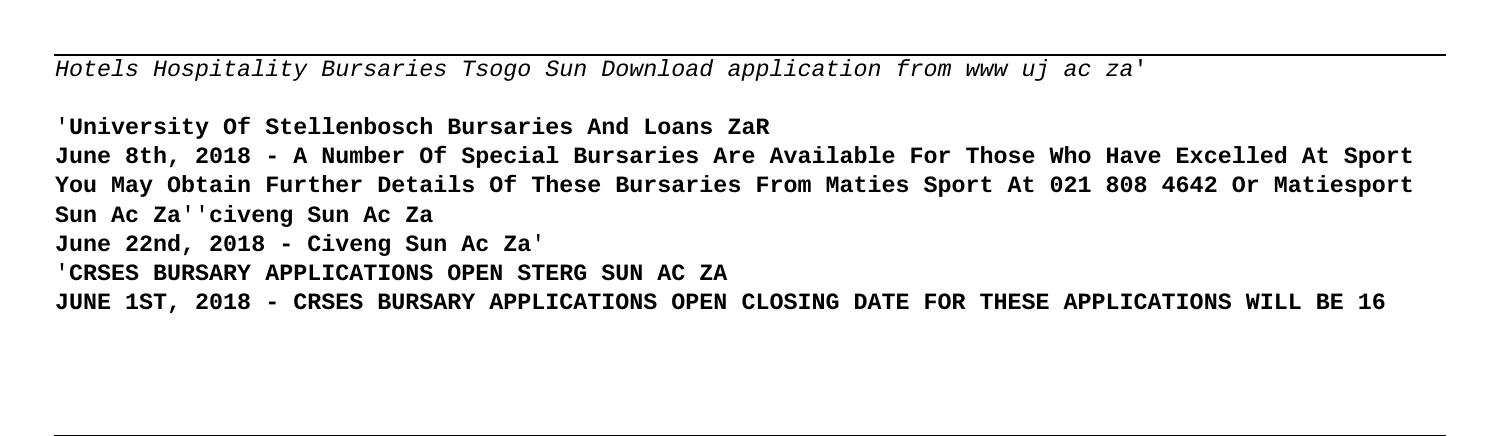Hotels Hospitality Bursaries Tsogo Sun Download application from www uj ac za'

'**University Of Stellenbosch Bursaries And Loans ZaR**
**June 8th, 2018 - A Number Of Special Bursaries Are Available For Those Who Have Excelled At Sport You May Obtain Further Details Of These Bursaries From Maties Sport At 021 808 4642 Or Matiesport Sun Ac Za**''**civeng Sun Ac Za**
**June 22nd, 2018 - Civeng Sun Ac Za**'
'**CRSES BURSARY APPLICATIONS OPEN STERG SUN AC ZA**
**JUNE 1ST, 2018 - CRSES BURSARY APPLICATIONS OPEN CLOSING DATE FOR THESE APPLICATIONS WILL BE 16**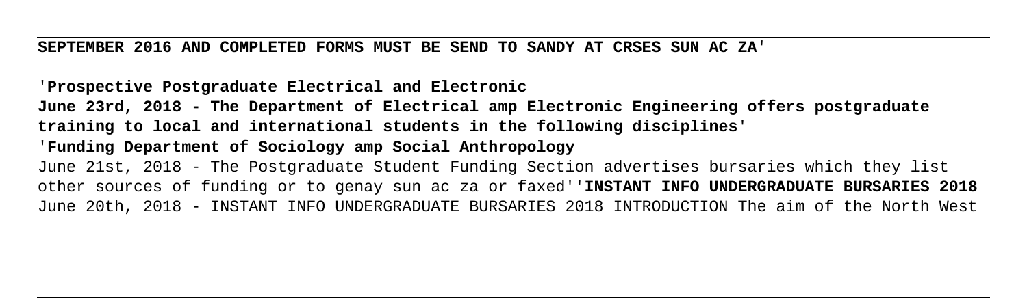**SEPTEMBER 2016 AND COMPLETED FORMS MUST BE SEND TO SANDY AT CRSES SUN AC ZA**'

'**Prospective Postgraduate Electrical and Electronic**

**June 23rd, 2018 - The Department of Electrical amp Electronic Engineering offers postgraduate training to local and international students in the following disciplines**'

'**Funding Department of Sociology amp Social Anthropology**

June 21st, 2018 - The Postgraduate Student Funding Section advertises bursaries which they list other sources of funding or to genay sun ac za or faxed''**INSTANT INFO UNDERGRADUATE BURSARIES 2018**

June 20th, 2018 - INSTANT INFO UNDERGRADUATE BURSARIES 2018 INTRODUCTION The aim of the North West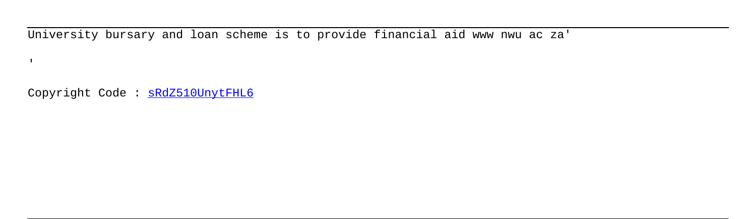University bursary and loan scheme is to provide financial aid www nwu ac za'

'

Copyright Code : sRdZ510UnytFHL6